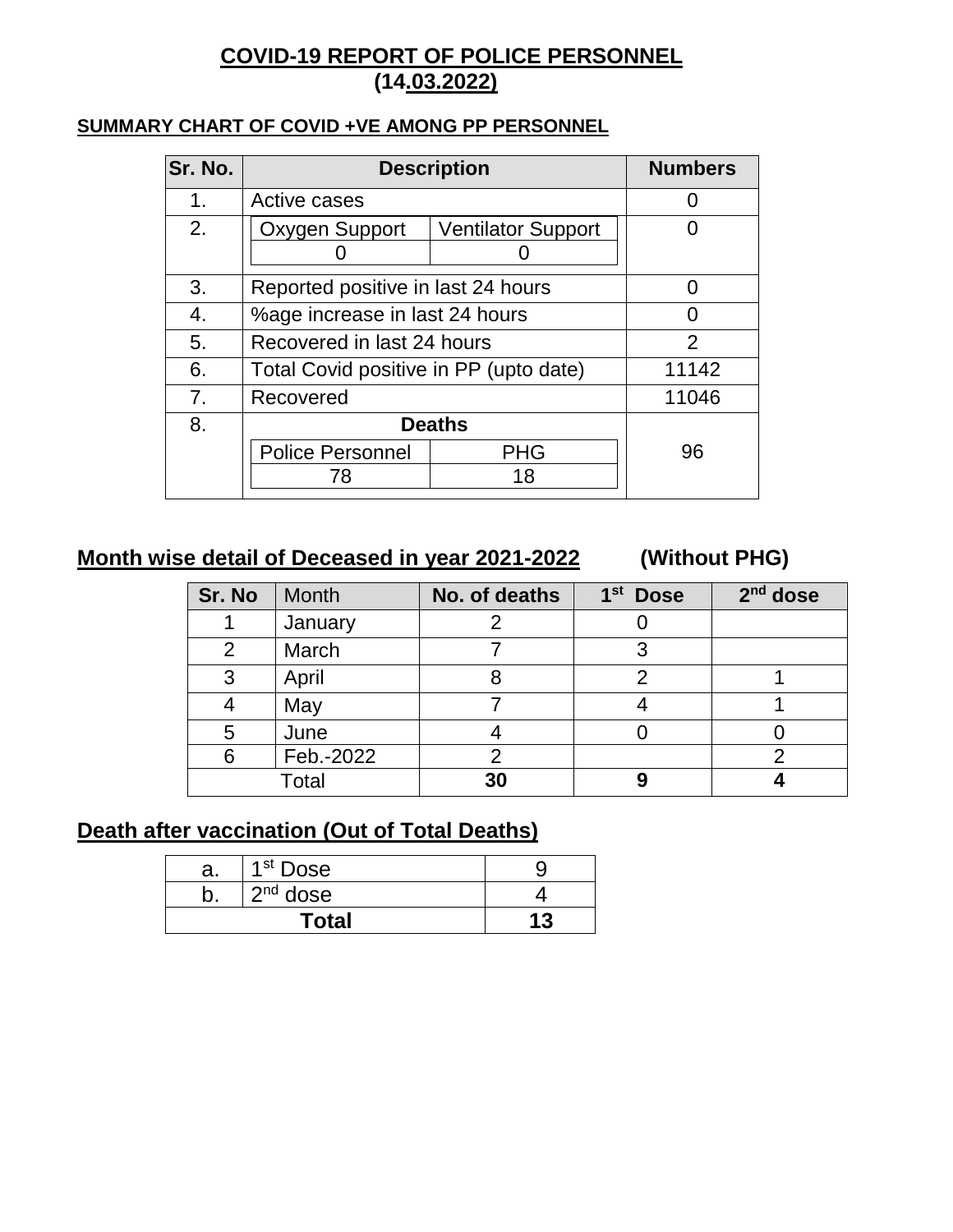# COVID-19 REPORT OF POLICE PERSONNEL (14.03.2022)

**SUMMARY CHART OF COVID +VE AMONG PP PERSONNEL**

| Sr. No. | Description | | Numbers |
|---|---|---|---|
| 1. | Active cases | | 0 |
| 2. | Oxygen Support | Ventilator Support | 0 |
| | 0 | 0 | |
| 3. | Reported positive in last 24 hours | | 0 |
| 4. | %age increase in last 24 hours | | 0 |
| 5. | Recovered in last 24 hours | | 2 |
| 6. | Total Covid positive in PP (upto date) | | 11142 |
| 7. | Recovered | | 11046 |
| 8. | **Deaths** | | 96 |
| | Police Personnel | PHG | |
| | 78 | 18 | |

## Month wise detail of Deceased in year 2021-2022 (Without PHG)

| Sr. No | Month | No. of deaths | 1st Dose | 2nd dose |
|---|---|---|---|---|
| 1 | January | 2 | 0 | |
| 2 | March | 7 | 3 | |
| 3 | April | 8 | 2 | 1 |
| 4 | May | 7 | 4 | 1 |
| 5 | June | 4 | 0 | 0 |
| 6 | Feb.-2022 | 2 | | 2 |
| Total | | **30** | **9** | **4** |

## Death after vaccination (Out of Total Deaths)

| | | |
|---|---|---|
| a. | 1st Dose | 9 |
| b. | 2nd dose | 4 |
| **Total** | | **13** |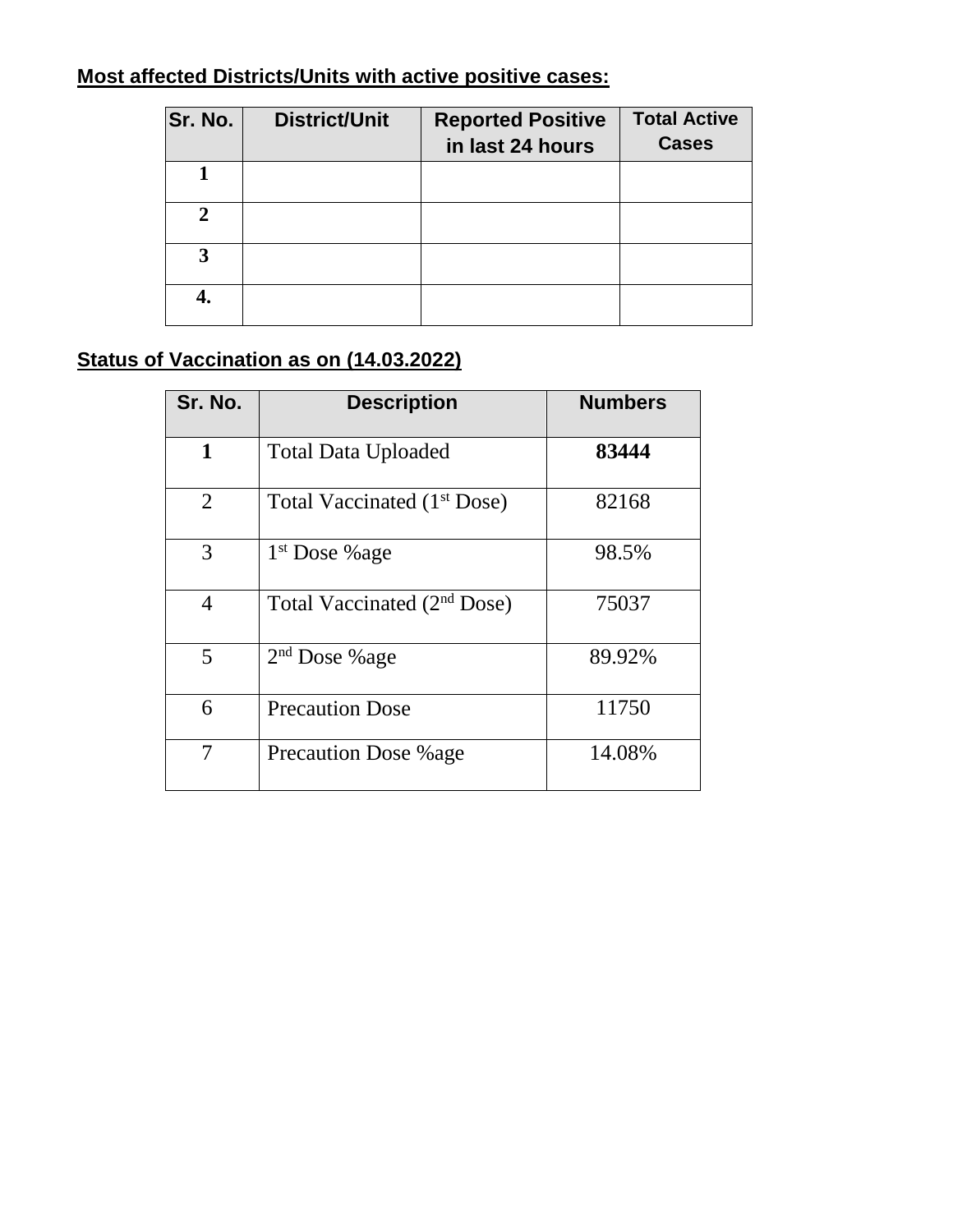**Most affected Districts/Units with active positive cases:**

| Sr. No. | District/Unit | Reported Positive in last 24 hours | Total Active Cases |
|---|---|---|---|
| **1** | | | |
| **2** | | | |
| **3** | | | |
| **4.** | | | |

**Status of Vaccination as on (14.03.2022)**

| Sr. No. | Description | Numbers |
|---|---|---|
| **1** | Total Data Uploaded | **83444** |
| 2 | Total Vaccinated (1st Dose) | 82168 |
| 3 | 1st Dose %age | 98.5% |
| 4 | Total Vaccinated (2nd Dose) | 75037 |
| 5 | 2nd Dose %age | 89.92% |
| 6 | Precaution Dose | 11750 |
| 7 | Precaution Dose %age | 14.08% |